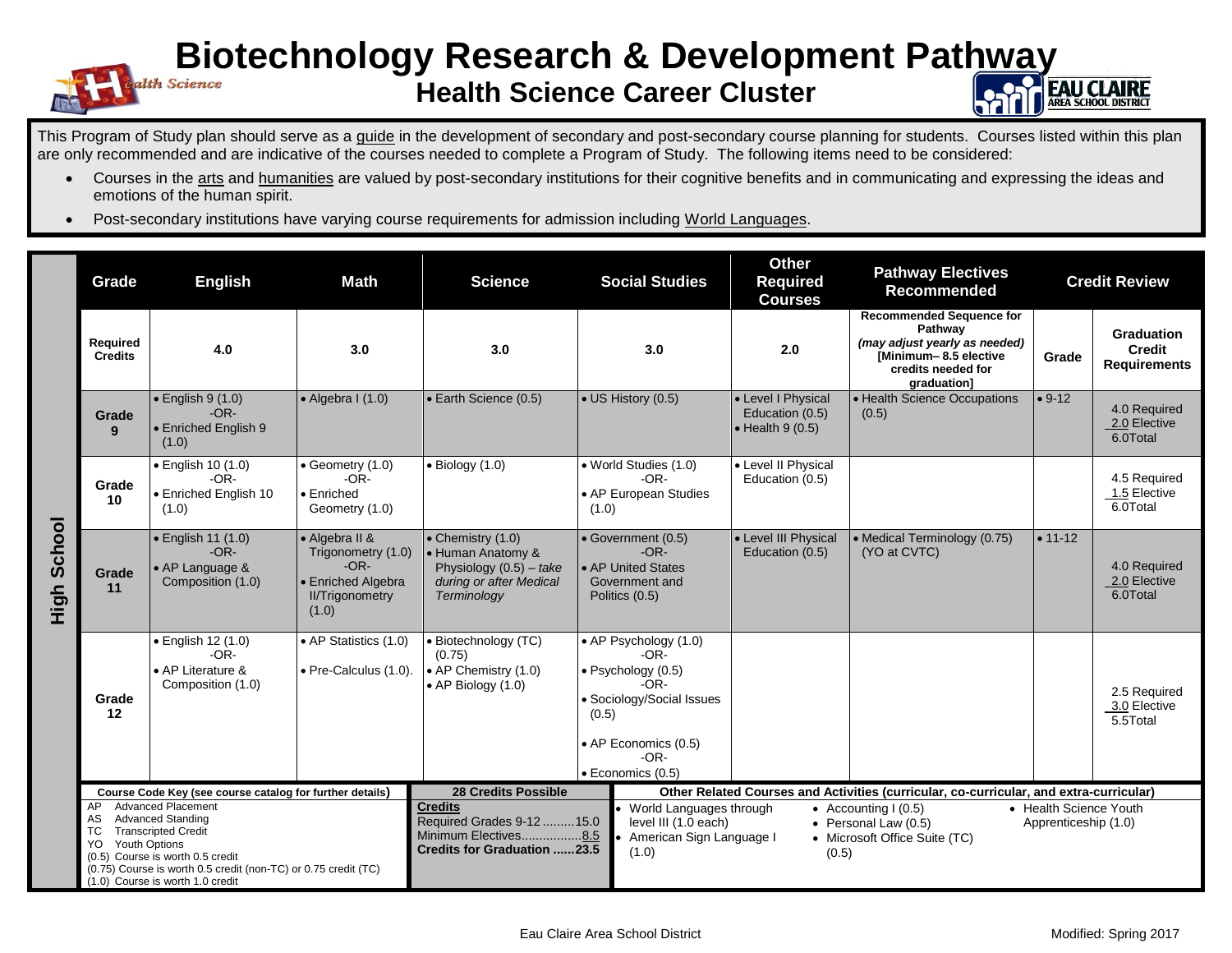# Biotechnology Research & Development Pathway

## Health Science Career Cluster

This Program of Study plan should serve as a guide in the development of secondary and post-secondary course planning for students. Courses listed within this plan are only recommended and are indicative of the courses needed to complete a Program of Study. The following items need to be considered:

- Courses in the arts and humanities are valued by post-secondary institutions for their cognitive benefits and in communicating and expressing the ideas and emotions of the human spirit.
- Post-secondary institutions have varying course requirements for admission including World Languages.

| | Grade | English | Math | Science | Social Studies | Other Required Courses | Pathway Electives Recommended | Credit Review | |
|---|---|---|---|---|---|---|---|---|---|
| High School | Required Credits | 4.0 | 3.0 | 3.0 | 3.0 | 2.0 | Recommended Sequence for Pathway *(may adjust yearly as needed)* [Minimum– 8.5 elective credits needed for graduation] | Grade | Graduation Credit Requirements |
| | Grade 9 | • English 9 (1.0) -OR- • Enriched English 9 (1.0) | • Algebra I (1.0) | • Earth Science (0.5) | • US History (0.5) | • Level I Physical Education (0.5) • Health 9 (0.5) | • Health Science Occupations (0.5) | • 9-12 | 4.0 Required 2.0 Elective 6.0Total |
| | Grade 10 | • English 10 (1.0) -OR- • Enriched English 10 (1.0) | • Geometry (1.0) -OR- • Enriched Geometry (1.0) | • Biology (1.0) | • World Studies (1.0) -OR- • AP European Studies (1.0) | • Level II Physical Education (0.5) | | | 4.5 Required 1.5 Elective 6.0Total |
| | Grade 11 | • English 11 (1.0) -OR- • AP Language & Composition (1.0) | • Algebra II & Trigonometry (1.0) -OR- • Enriched Algebra II/Trigonometry (1.0) | • Chemistry (1.0) • Human Anatomy & Physiology (0.5) – *take during or after Medical Terminology* | • Government (0.5) -OR- • AP United States Government and Politics (0.5) | • Level III Physical Education (0.5) | • Medical Terminology (0.75) (YO at CVTC) | • 11-12 | 4.0 Required 2.0 Elective 6.0Total |
| | Grade 12 | • English 12 (1.0) -OR- • AP Literature & Composition (1.0) | • AP Statistics (1.0) • Pre-Calculus (1.0). | • Biotechnology (TC) (0.75) • AP Chemistry (1.0) • AP Biology (1.0) | • AP Psychology (1.0) -OR- • Psychology (0.5) -OR- • Sociology/Social Issues (0.5) • AP Economics (0.5) -OR- • Economics (0.5) | | | | 2.5 Required 3.0 Elective 5.5Total |

**Course Code Key (see course catalog for further details)**

AP Advanced Placement
AS Advanced Standing
TC Transcripted Credit
YO Youth Options
(0.5) Course is worth 0.5 credit
(0.75) Course is worth 0.5 credit (non-TC) or 0.75 credit (TC)
(1.0) Course is worth 1.0 credit

**28 Credits Possible**

**Credits**
Required Grades 9-12 .........15.0
Minimum Electives.................8.5
**Credits for Graduation ......23.5**

**Other Related Courses and Activities (curricular, co-curricular, and extra-curricular)**

- World Languages through level III (1.0 each)
- American Sign Language I (1.0)
- Accounting I (0.5)
- Personal Law (0.5)
- Microsoft Office Suite (TC) (0.5)
- Health Science Youth Apprenticeship (1.0)

Eau Claire Area School District

Modified: Spring 2017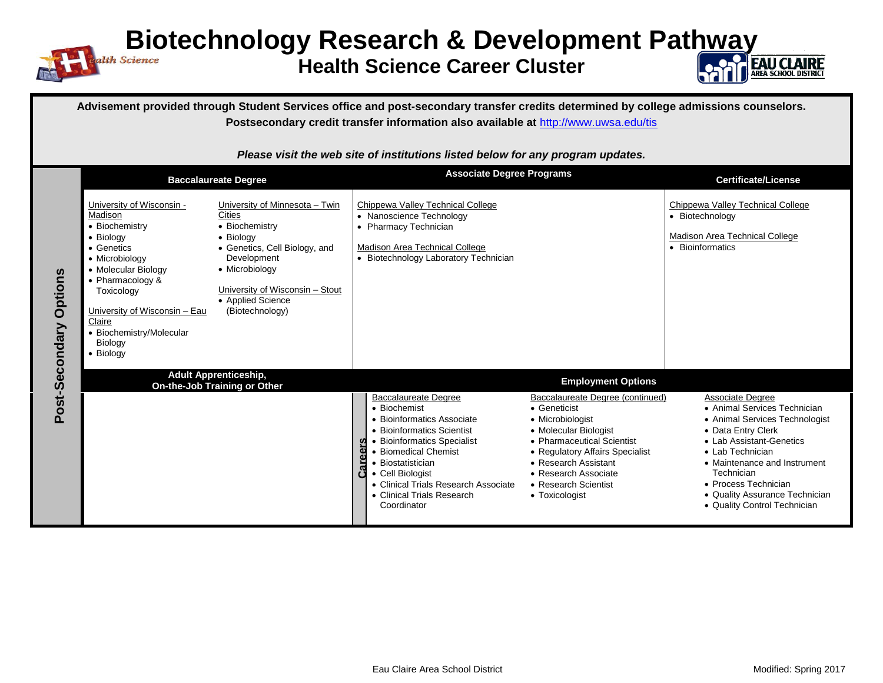# Biotechnology Research & Development Pathway

## Health Science Career Cluster

**Advisement provided through Student Services office and post-secondary transfer credits determined by college admissions counselors.**

**Postsecondary credit transfer information also available at http://www.uwsa.edu/tis**

***Please visit the web site of institutions listed below for any program updates.***

## Post-Secondary Options

### Baccalaureate Degree

University of Wisconsin - Madison
- Biochemistry
- Biology
- Genetics
- Microbiology
- Molecular Biology
- Pharmacology & Toxicology

University of Wisconsin – Eau Claire
- Biochemistry/Molecular Biology
- Biology

University of Minnesota – Twin Cities
- Biochemistry
- Biology
- Genetics, Cell Biology, and Development
- Microbiology

University of Wisconsin – Stout
- Applied Science (Biotechnology)

### Associate Degree Programs

Chippewa Valley Technical College
- Nanoscience Technology
- Pharmacy Technician

Madison Area Technical College
- Biotechnology Laboratory Technician

### Certificate/License

Chippewa Valley Technical College
- Biotechnology

Madison Area Technical College
- Bioinformatics

### Adult Apprenticeship, On-the-Job Training or Other

### Employment Options

#### Careers

Baccalaureate Degree
- Biochemist
- Bioinformatics Associate
- Bioinformatics Scientist
- Bioinformatics Specialist
- Biomedical Chemist
- Biostatistician
- Cell Biologist
- Clinical Trials Research Associate
- Clinical Trials Research Coordinator

Baccalaureate Degree (continued)
- Geneticist
- Microbiologist
- Molecular Biologist
- Pharmaceutical Scientist
- Regulatory Affairs Specialist
- Research Assistant
- Research Associate
- Research Scientist
- Toxicologist

Associate Degree
- Animal Services Technician
- Animal Services Technologist
- Data Entry Clerk
- Lab Assistant-Genetics
- Lab Technician
- Maintenance and Instrument Technician
- Process Technician
- Quality Assurance Technician
- Quality Control Technician

Eau Claire Area School District

Modified: Spring 2017